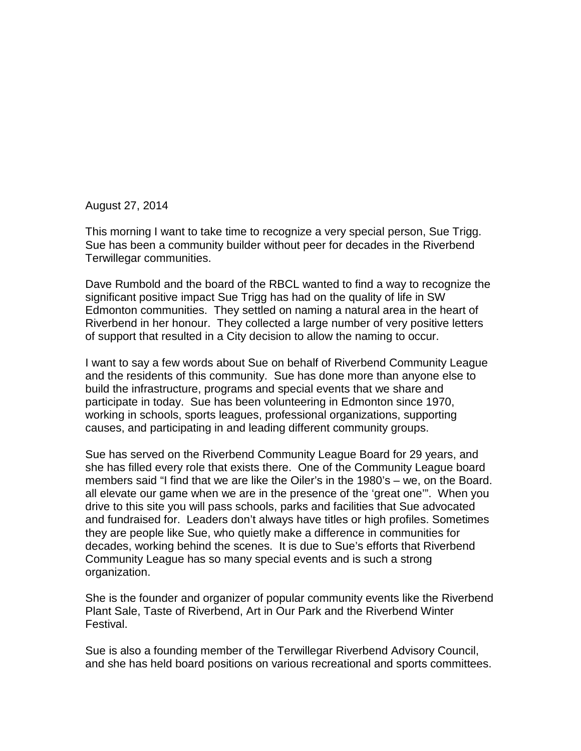August 27, 2014

This morning I want to take time to recognize a very special person, Sue Trigg. Sue has been a community builder without peer for decades in the Riverbend Terwillegar communities.

Dave Rumbold and the board of the RBCL wanted to find a way to recognize the significant positive impact Sue Trigg has had on the quality of life in SW Edmonton communities. They settled on naming a natural area in the heart of Riverbend in her honour. They collected a large number of very positive letters of support that resulted in a City decision to allow the naming to occur.

I want to say a few words about Sue on behalf of Riverbend Community League and the residents of this community. Sue has done more than anyone else to build the infrastructure, programs and special events that we share and participate in today. Sue has been volunteering in Edmonton since 1970, working in schools, sports leagues, professional organizations, supporting causes, and participating in and leading different community groups.

Sue has served on the Riverbend Community League Board for 29 years, and she has filled every role that exists there. One of the Community League board members said "I find that we are like the Oiler's in the 1980's – we, on the Board. all elevate our game when we are in the presence of the 'great one'". When you drive to this site you will pass schools, parks and facilities that Sue advocated and fundraised for. Leaders don't always have titles or high profiles. Sometimes they are people like Sue, who quietly make a difference in communities for decades, working behind the scenes. It is due to Sue's efforts that Riverbend Community League has so many special events and is such a strong organization.

She is the founder and organizer of popular community events like the Riverbend Plant Sale, Taste of Riverbend, Art in Our Park and the Riverbend Winter Festival.

Sue is also a founding member of the Terwillegar Riverbend Advisory Council, and she has held board positions on various recreational and sports committees.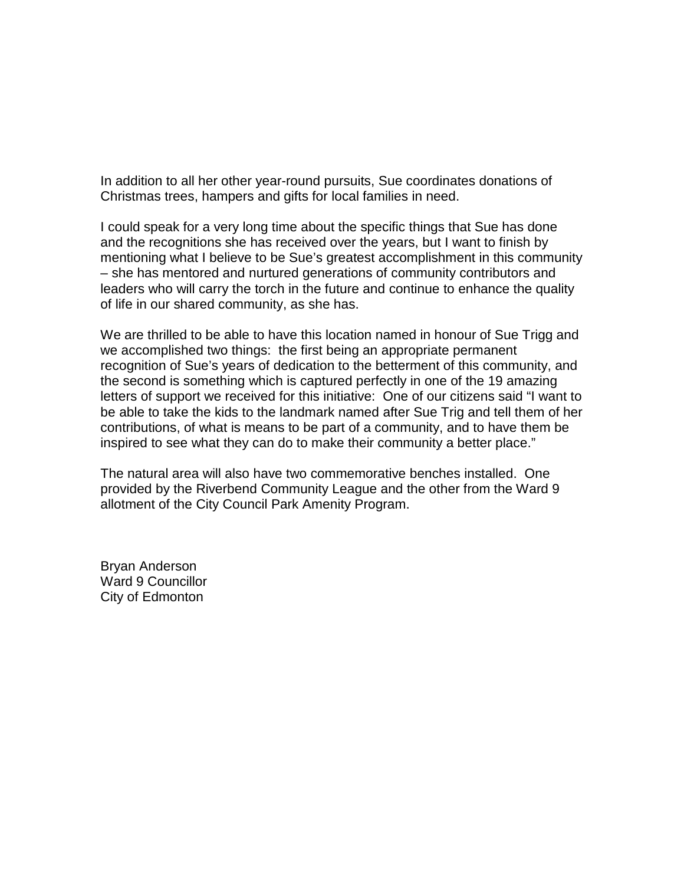In addition to all her other year-round pursuits, Sue coordinates donations of Christmas trees, hampers and gifts for local families in need.

I could speak for a very long time about the specific things that Sue has done and the recognitions she has received over the years, but I want to finish by mentioning what I believe to be Sue's greatest accomplishment in this community – she has mentored and nurtured generations of community contributors and leaders who will carry the torch in the future and continue to enhance the quality of life in our shared community, as she has.

We are thrilled to be able to have this location named in honour of Sue Trigg and we accomplished two things: the first being an appropriate permanent recognition of Sue's years of dedication to the betterment of this community, and the second is something which is captured perfectly in one of the 19 amazing letters of support we received for this initiative: One of our citizens said "I want to be able to take the kids to the landmark named after Sue Trig and tell them of her contributions, of what is means to be part of a community, and to have them be inspired to see what they can do to make their community a better place."

The natural area will also have two commemorative benches installed. One provided by the Riverbend Community League and the other from the Ward 9 allotment of the City Council Park Amenity Program.

Bryan Anderson
Ward 9 Councillor
City of Edmonton